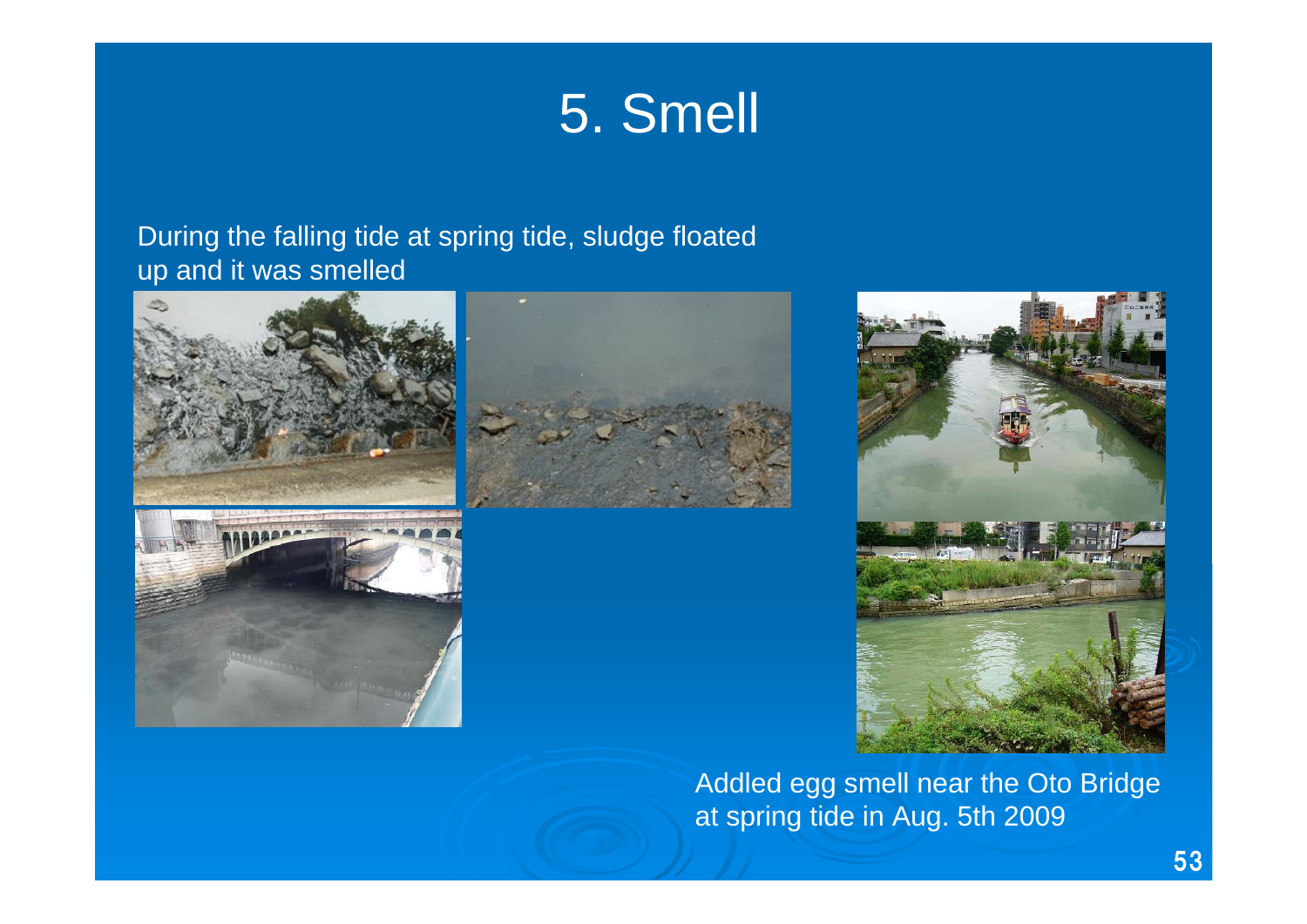# 5. Smell

During the falling tide at spring tide, sludge floated up and it was smelled

Addled egg smell near the Oto Bridge at spring tide in Aug. 5th 2009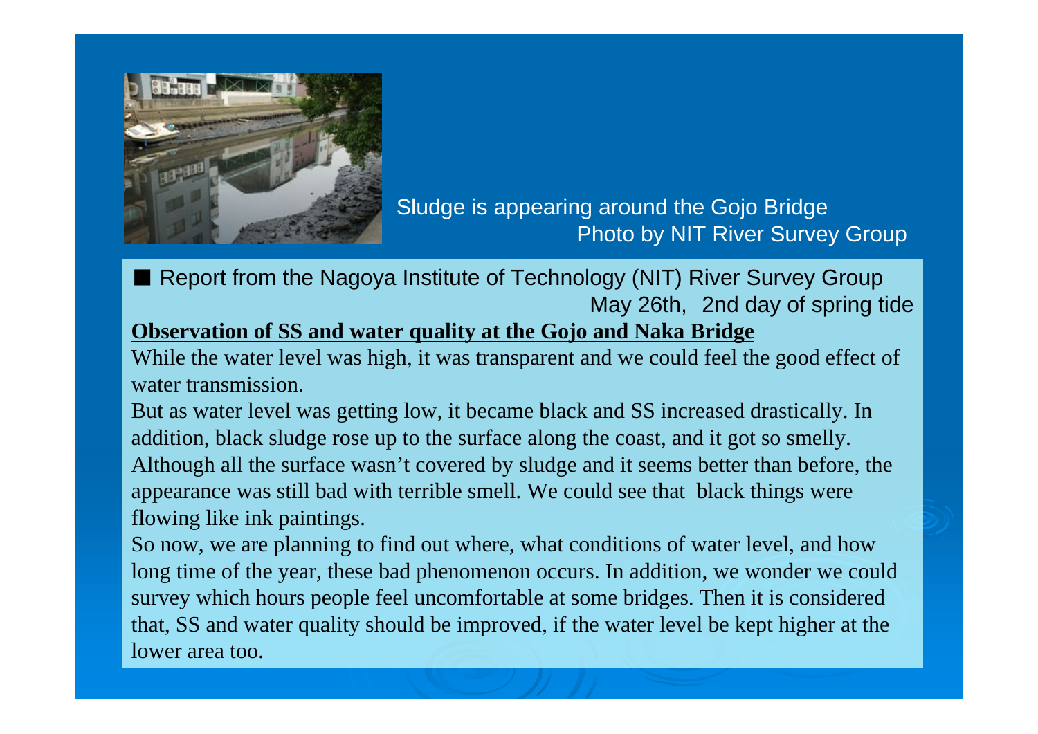Sludge is appearing around the Gojo Bridge
Photo by NIT River Survey Group

■ Report from the Nagoya Institute of Technology (NIT) River Survey Group

May 26th,  2nd day of spring tide

**Observation of SS and water quality at the Gojo and Naka Bridge**

While the water level was high, it was transparent and we could feel the good effect of water transmission.

But as water level was getting low, it became black and SS increased drastically. In addition, black sludge rose up to the surface along the coast, and it got so smelly. Although all the surface wasn't covered by sludge and it seems better than before, the appearance was still bad with terrible smell. We could see that  black things were flowing like ink paintings.

So now, we are planning to find out where, what conditions of water level, and how long time of the year, these bad phenomenon occurs. In addition, we wonder we could survey which hours people feel uncomfortable at some bridges. Then it is considered that, SS and water quality should be improved, if the water level be kept higher at the lower area too.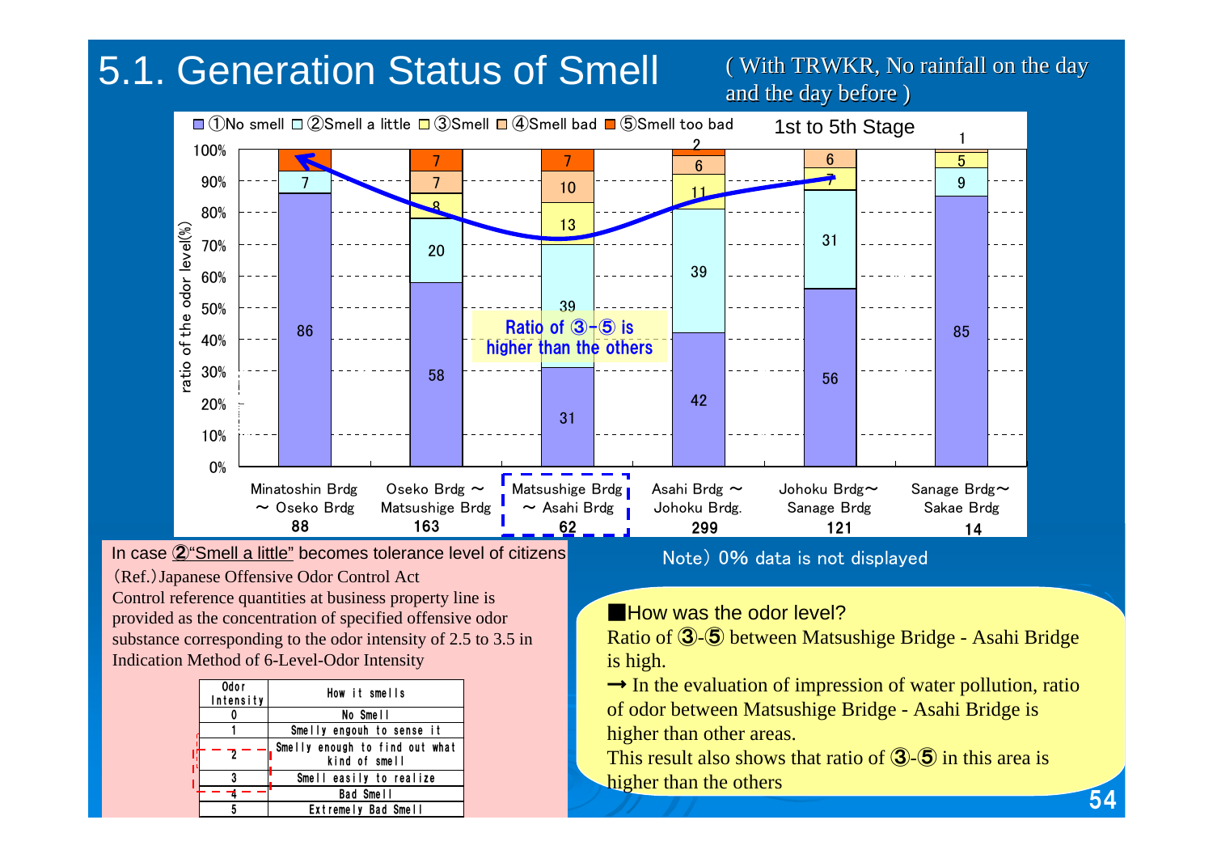# 5.1. Generation Status of Smell

( With TRWKR, No rainfall on the day and the day before )

①No smell ②Smell a little ③Smell ④Smell bad ⑤Smell too bad — 1st to 5th Stage

| Section | ①No smell | ②Smell a little | ③Smell | ④Smell bad | ⑤Smell too bad | N |
|---|---|---|---|---|---|---|
| Minatoshin Brdg ～ Oseko Brdg | 86 | 7 | | | | 88 |
| Oseko Brdg ～ Matsushige Brdg | 58 | 20 | 8 | 7 | 7 | 163 |
| Matsushige Brdg ～ Asahi Brdg | 31 | 39 | 13 | 10 | 7 | 62 |
| Asahi Brdg ～ Johoku Brdg. | 42 | 39 | 11 | 6 | 2 | 299 |
| Johoku Brdg～ Sanage Brdg | 56 | 31 | 7 | 6 | | 121 |
| Sanage Brdg～ Sakae Brdg | 85 | 9 | 5 | 1 | | 14 |

Ratio of ③-⑤ is higher than the others

Note) 0% data is not displayed

In case ②"Smell a little" becomes tolerance level of citizens

(Ref.) Japanese Offensive Odor Control Act

Control reference quantities at business property line is provided as the concentration of specified offensive odor substance corresponding to the odor intensity of 2.5 to 3.5 in Indication Method of 6-Level-Odor Intensity

| Odor Intensity | How it smells |
|---|---|
| 0 | No Smell |
| 1 | Smelly engouh to sense it |
| 2 | Smelly enough to find out what kind of smell |
| 3 | Smell easily to realize |
| 4 | Bad Smell |
| 5 | Extremely Bad Smell |

■How was the odor level?

Ratio of ③-⑤ between Matsushige Bridge - Asahi Bridge is high.

→ In the evaluation of impression of water pollution, ratio of odor between Matsushige Bridge - Asahi Bridge is higher than other areas.

This result also shows that ratio of ③-⑤ in this area is higher than the others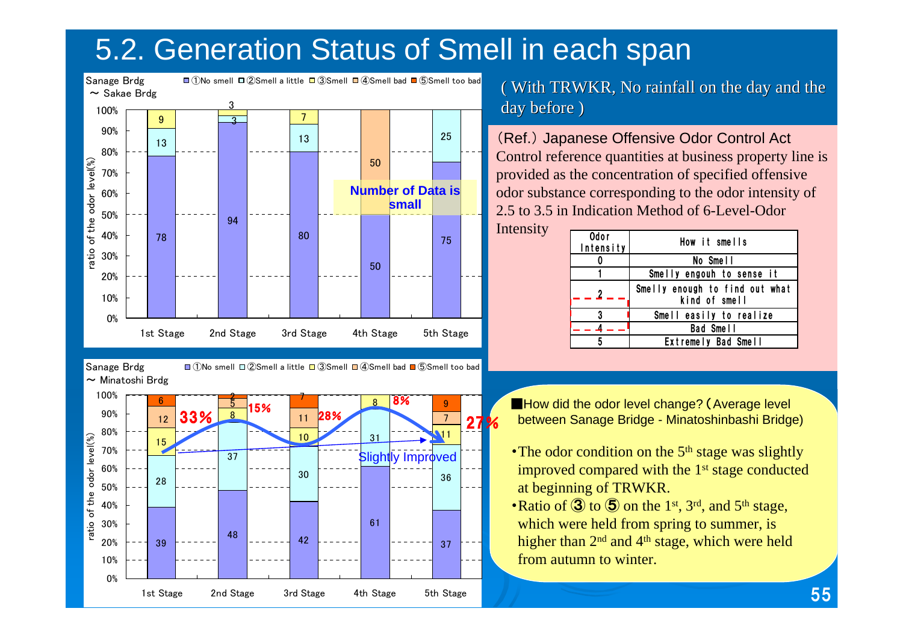# 5.2. Generation Status of Smell in each span

**Sanage Brdg ～ Sakae Brdg**

Legend: ①No smell ②Smell a little ③Smell ④Smell bad ⑤Smell too bad

ratio of the odor level(%)

| Stage | ①No smell | ②Smell a little | ③Smell | ④Smell bad | ⑤Smell too bad |
|---|---|---|---|---|---|
| 1st Stage | 78 | 13 | 9 | | |
| 2nd Stage | 94 | 3 | 3 | | |
| 3rd Stage | 80 | 13 | 7 | | |
| 4th Stage | 50 | | | 50 | |
| 5th Stage | 75 | 25 | | | |

Number of Data is small

**Sanage Brdg ～ Minatoshi Brdg**

Legend: ①No smell ②Smell a little ③Smell ④Smell bad ⑤Smell too bad

ratio of the odor level(%)

| Stage | ①No smell | ②Smell a little | ③Smell | ④Smell bad | ⑤Smell too bad | Ratio of ③ to ⑤ |
|---|---|---|---|---|---|---|
| 1st Stage | 39 | 28 | 15 | 12 | 6 | 33% |
| 2nd Stage | 48 | 37 | 8 | 5 | 2 | 15% |
| 3rd Stage | 42 | 30 | 10 | 11 | 7 | 28% |
| 4th Stage | 61 | 31 | 8 | | | 8% |
| 5th Stage | 37 | 36 | 11 | 7 | 9 | 27% |

Slightly Improved

( With TRWKR, No rainfall on the day and the day before )

（Ref.）Japanese Offensive Odor Control Act

Control reference quantities at business property line is provided as the concentration of specified offensive odor substance corresponding to the odor intensity of 2.5 to 3.5 in Indication Method of 6-Level-Odor Intensity

| Odor Intensity | How it smells |
|---|---|
| 0 | No Smell |
| 1 | Smelly engouh to sense it |
| 2 | Smelly enough to find out what kind of smell |
| 3 | Smell easily to realize |
| 4 | Bad Smell |
| 5 | Extremely Bad Smell |

■How did the odor level change?（Average level between Sanage Bridge - Minatoshinbashi Bridge)

- The odor condition on the 5th stage was slightly improved compared with the 1st stage conducted at beginning of TRWKR.
- Ratio of ③ to ⑤ on the 1st, 3rd, and 5th stage, which were held from spring to summer, is higher than 2nd and 4th stage, which were held from autumn to winter.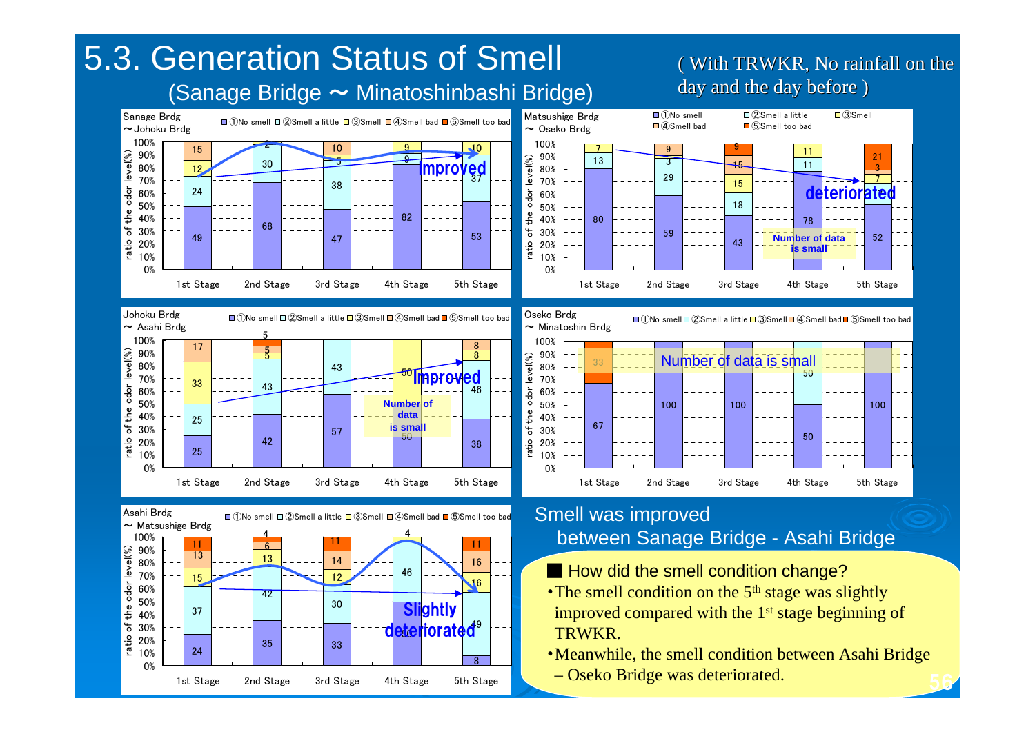# 5.3. Generation Status of Smell

## (Sanage Bridge ～ Minatoshinbasi Bridge)

( With TRWKR, No rainfall on the day and the day before )

**Sanage Brdg ～Johoku Brdg** — ratio of the odor level(%)

| Stage | ①No smell | ②Smell a little | ③Smell | ④Smell bad | ⑤Smell too bad |
|---|---|---|---|---|---|
| 1st Stage | 49 | 24 | 12 | 15 | |
| 2nd Stage | 68 | 30 | | 2 | |
| 3rd Stage | 47 | 38 | 5 | 10 | |
| 4th Stage | 82 | | 9 | 9 | |
| 5th Stage | 53 | 37 | | 10 | |

Improved

**Matsushige Brdg ～ Oseko Brdg** — ratio of the odor level(%)

| Stage | ①No smell | ②Smell a little | ③Smell | ④Smell bad | ⑤Smell too bad |
|---|---|---|---|---|---|
| 1st Stage | 80 | 13 | 7 | | |
| 2nd Stage | 59 | 29 | 3 | 9 | |
| 3rd Stage | 43 | 18 | 15 | 15 | 9 |
| 4th Stage | 78 | 11 | 11 | | |
| 5th Stage | 52 | | 7 | 3 | 21 |

deteriorated

Number of data is small

**Johoku Brdg ～ Asahi Brdg** — ratio of the odor level(%)

| Stage | ①No smell | ②Smell a little | ③Smell | ④Smell bad | ⑤Smell too bad |
|---|---|---|---|---|---|
| 1st Stage | 25 | 25 | 33 | 17 | |
| 2nd Stage | 42 | 43 | 5 | 5 | 5 |
| 3rd Stage | 57 | 43 | | | |
| 4th Stage | 50 | | 50 | | |
| 5th Stage | 38 | 46 | 8 | 8 | |

Improved

Number of data is small

**Oseko Brdg ～ Minatoshin Brdg** — ratio of the odor level(%)

| Stage | ①No smell | ②Smell a little | ③Smell | ④Smell bad | ⑤Smell too bad |
|---|---|---|---|---|---|
| 1st Stage | 67 | | | 33 | |
| 2nd Stage | 100 | | | | |
| 3rd Stage | 100 | | | | |
| 4th Stage | 50 | 50 | | | |
| 5th Stage | 100 | | | | |

Number of data is small

**Asahi Brdg ～ Matsushige Brdg** — ratio of the odor level(%)

| Stage | ①No smell | ②Smell a little | ③Smell | ④Smell bad | ⑤Smell too bad |
|---|---|---|---|---|---|
| 1st Stage | 24 | 37 | 15 | 13 | 11 |
| 2nd Stage | 35 | 42 | 13 | 6 | 4 |
| 3rd Stage | 33 | 30 | 12 | 14 | 11 |
| 4th Stage | 50 | 46 | 4 | | |
| 5th Stage | 8 | 49 | 16 | 16 | 11 |

Slightly deteriorated

Smell was improved between Sanage Bridge - Asahi Bridge

■ How did the smell condition change?

- The smell condition on the 5th stage was slightly improved compared with the 1st stage beginning of TRWKR.
- Meanwhile, the smell condition between Asahi Bridge – Oseko Bridge was deteriorated.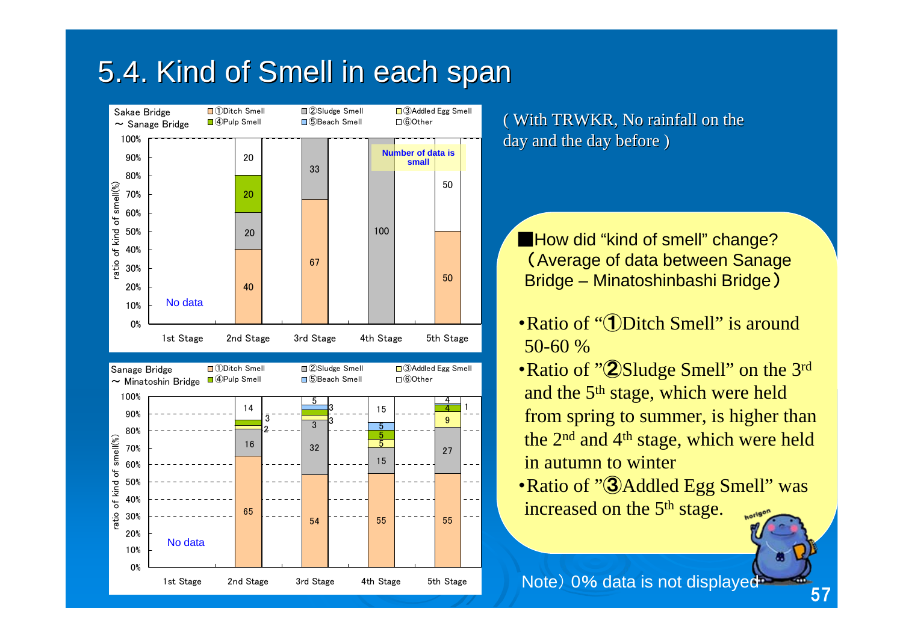# 5.4. Kind of Smell in each span

**Sakae Bridge ～ Sanage Bridge**

Legend: ①Ditch Smell, ②Sludge Smell, ③Addled Egg Smell, ④Pulp Smell, ⑤Beach Smell, ⑥Other

ratio of kind of smell(%)

| | 1st Stage | 2nd Stage | 3rd Stage | 4th Stage | 5th Stage |
|---|---|---|---|---|---|
| ①Ditch Smell | No data | 40 | 67 | | 50 |
| ②Sludge Smell | | 20 | 33 | 100 | |
| ④Pulp Smell | | 20 | | | |
| ⑥Other | | 20 | | | 50 |

Number of data is small

**Sanage Bridge ～ Minatoshin Bridge**

Legend: ①Ditch Smell, ②Sludge Smell, ③Addled Egg Smell, ④Pulp Smell, ⑤Beach Smell, ⑥Other

ratio of kind of smell(%)

| | 1st Stage | 2nd Stage | 3rd Stage | 4th Stage | 5th Stage |
|---|---|---|---|---|---|
| ①Ditch Smell | No data | 65 | 54 | 55 | 55 |
| ②Sludge Smell | | 16 | 32 | 15 | 27 |
| ③Addled Egg Smell | | 2 | 3 | 5 | 9 |
| ④Pulp Smell | | 3 | 3 | 5 | 4 |
| ⑤Beach Smell | | | 3 | 5 | 1 |
| ⑥Other | | 14 | 5 | 15 | 4 |

( With TRWKR, No rainfall on the day and the day before )

■How did "kind of smell" change?
（Average of data between Sanage Bridge – Minatoshinbasi Bridge）

- Ratio of "①Ditch Smell" is around 50-60 %
- Ratio of "②Sludge Smell" on the 3rd and the 5th stage, which were held from spring to summer, is higher than the 2nd and 4th stage, which were held in autumn to winter
- Ratio of "③Addled Egg Smell" was increased on the 5th stage.

Note）0% data is not displayed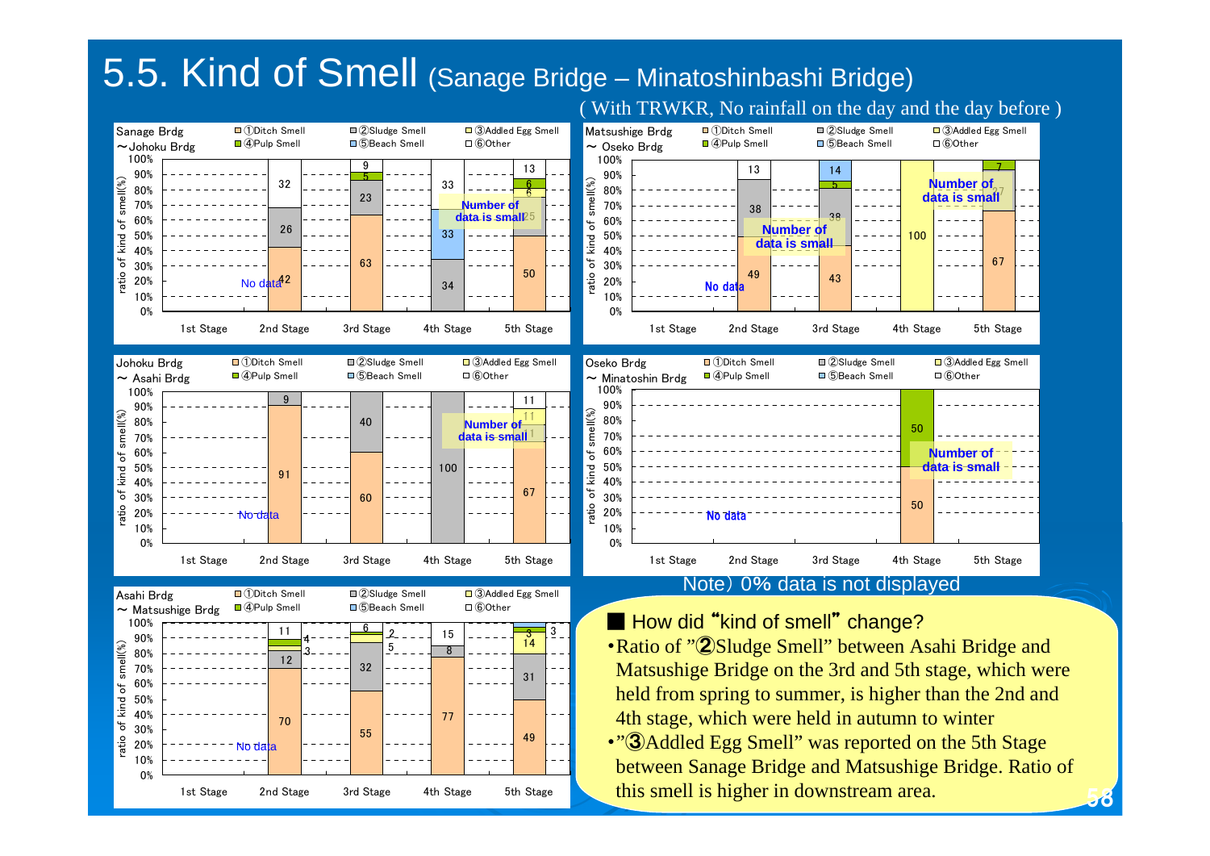# 5.5. Kind of Smell (Sanage Bridge – Minatoshinbashi Bridge)

( With TRWKR, No rainfall on the day and the day before )

**Sanage Brdg ～Johoku Brdg**

Legend: ①Ditch Smell, ②Sludge Smell, ③Addled Egg Smell, ④Pulp Smell, ⑤Beach Smell, ⑥Other

| Stage | Values (ratio of kind of smell, %) |
|---|---|
| 1st Stage | No data |
| 2nd Stage | 42, 26, 32 |
| 3rd Stage | 63, 23, 5, 9 |
| 4th Stage | 34, 33, 33 (Number of data is small) |
| 5th Stage | 50, 25, 6, 6, 13 (Number of data is small) |

**Matsushige Brdg ～ Oseko Brdg**

| Stage | Values (ratio of kind of smell, %) |
|---|---|
| 1st Stage | No data |
| 2nd Stage | 49, 38, 13 (Number of data is small) |
| 3rd Stage | 43, 38, 5, 14 (Number of data is small) |
| 4th Stage | 100 |
| 5th Stage | 67, 27, 7 (Number of data is small) |

**Johoku Brdg ～ Asahi Brdg**

| Stage | Values (ratio of kind of smell, %) |
|---|---|
| 1st Stage | No data |
| 2nd Stage | 91, 9 |
| 3rd Stage | 60, 40 |
| 4th Stage | 100 (Number of data is small) |
| 5th Stage | 67, 11, 11, 11 (Number of data is small) |

**Oseko Brdg ～ Minatoshin Brdg**

| Stage | Values (ratio of kind of smell, %) |
|---|---|
| 1st Stage | No data |
| 2nd Stage | No data |
| 3rd Stage | No data |
| 4th Stage | 50, 50 (Number of data is small) |
| 5th Stage | |

**Asahi Brdg ～ Matsushige Brdg**

| Stage | Values (ratio of kind of smell, %) |
|---|---|
| 1st Stage | No data |
| 2nd Stage | 70, 12, 3, 4, 11 |
| 3rd Stage | 55, 32, 5, 2, 6 |
| 4th Stage | 77, 8, 15 |
| 5th Stage | 49, 31, 14, 3, 3 |

Note) 0% data is not displayed

■ How did "kind of smell" change?

- Ratio of "②Sludge Smell" between Asahi Bridge and Matsushige Bridge on the 3rd and 5th stage, which were held from spring to summer, is higher than the 2nd and 4th stage, which were held in autumn to winter
- "③Addled Egg Smell" was reported on the 5th Stage between Sanage Bridge and Matsushige Bridge. Ratio of this smell is higher in downstream area.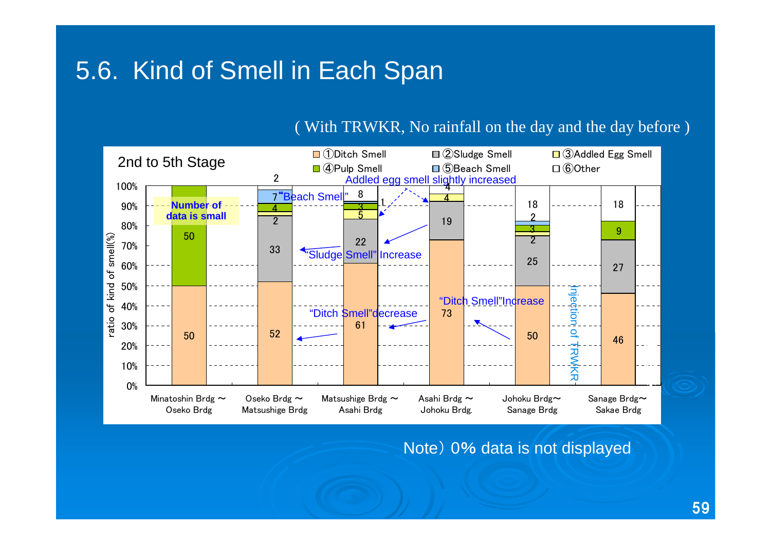## 5.6. Kind of Smell in Each Span

( With TRWKR, No rainfall on the day and the day before )

**2nd to 5th Stage**

Legend: ①Ditch Smell, ②Sludge Smell, ③Addled Egg Smell, ④Pulp Smell, ⑤Beach Smell, ⑥Other

Y-axis: ratio of kind of smell(%)

| Span | ①Ditch Smell | ②Sludge Smell | ③Addled Egg Smell | ④Pulp Smell | ⑤Beach Smell | ⑥Other |
|---|---|---|---|---|---|---|
| Minatoshin Brdg ～ Oseko Brdg | 50 | | | 50 | | |
| Oseko Brdg ～ Matsushige Brdg | 52 | 33 | 2 | 4 | 7 | 2 |
| Matsushige Brdg ～ Asahi Brdg | 61 | 22 | 5 | 3 | 1 | 8 |
| Asahi Brdg ～ Johoku Brdg. | 73 | 19 | 4 | | | 4 |
| Johoku Brdg～ Sanage Brdg | 50 | 25 | 2 | 3 | 2 | 18 |
| Sanage Brdg～ Sakae Brdg | 46 | 27 | | 9 | | 18 |

Annotations: "Number of data is small"; "Beach Smell"; Addled egg smell slightly increased; "Sludge Smell" Increase; "Ditch Smell" decrease; "Ditch Smell" Increase; Injection of TRWKR

Note）0% data is not displayed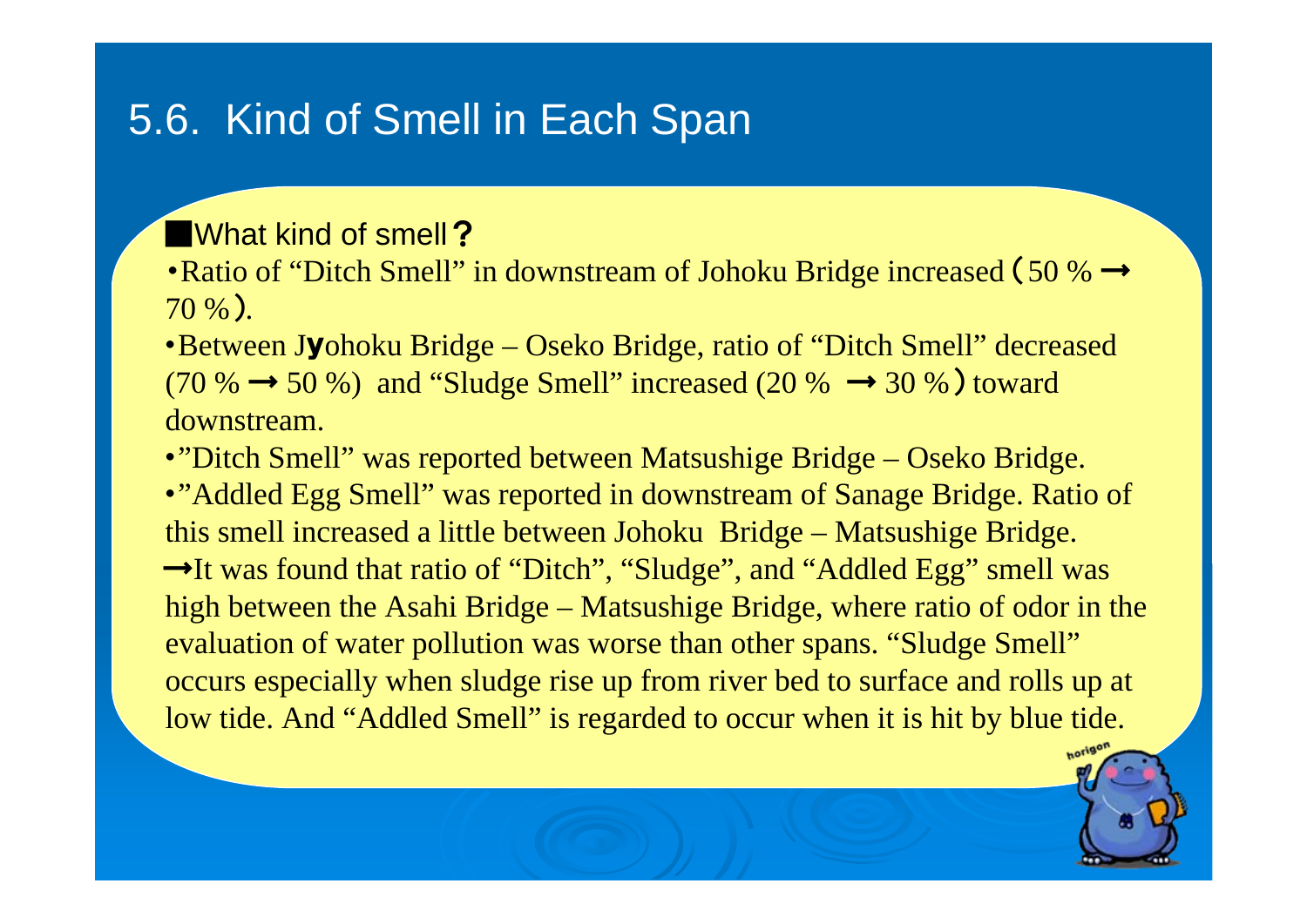# 5.6. Kind of Smell in Each Span

■What kind of smell？

- Ratio of "Ditch Smell" in downstream of Johoku Bridge increased（50 % → 70 %）.
- Between Jyohoku Bridge – Oseko Bridge, ratio of "Ditch Smell" decreased (70 % → 50 %) and "Sludge Smell" increased (20 % → 30 %）toward downstream.
- "Ditch Smell" was reported between Matsushige Bridge – Oseko Bridge.
- "Addled Egg Smell" was reported in downstream of Sanage Bridge. Ratio of this smell increased a little between Johoku Bridge – Matsushige Bridge.

→It was found that ratio of "Ditch", "Sludge", and "Addled Egg" smell was high between the Asahi Bridge – Matsushige Bridge, where ratio of odor in the evaluation of water pollution was worse than other spans. "Sludge Smell" occurs especially when sludge rise up from river bed to surface and rolls up at low tide. And "Addled Smell" is regarded to occur when it is hit by blue tide.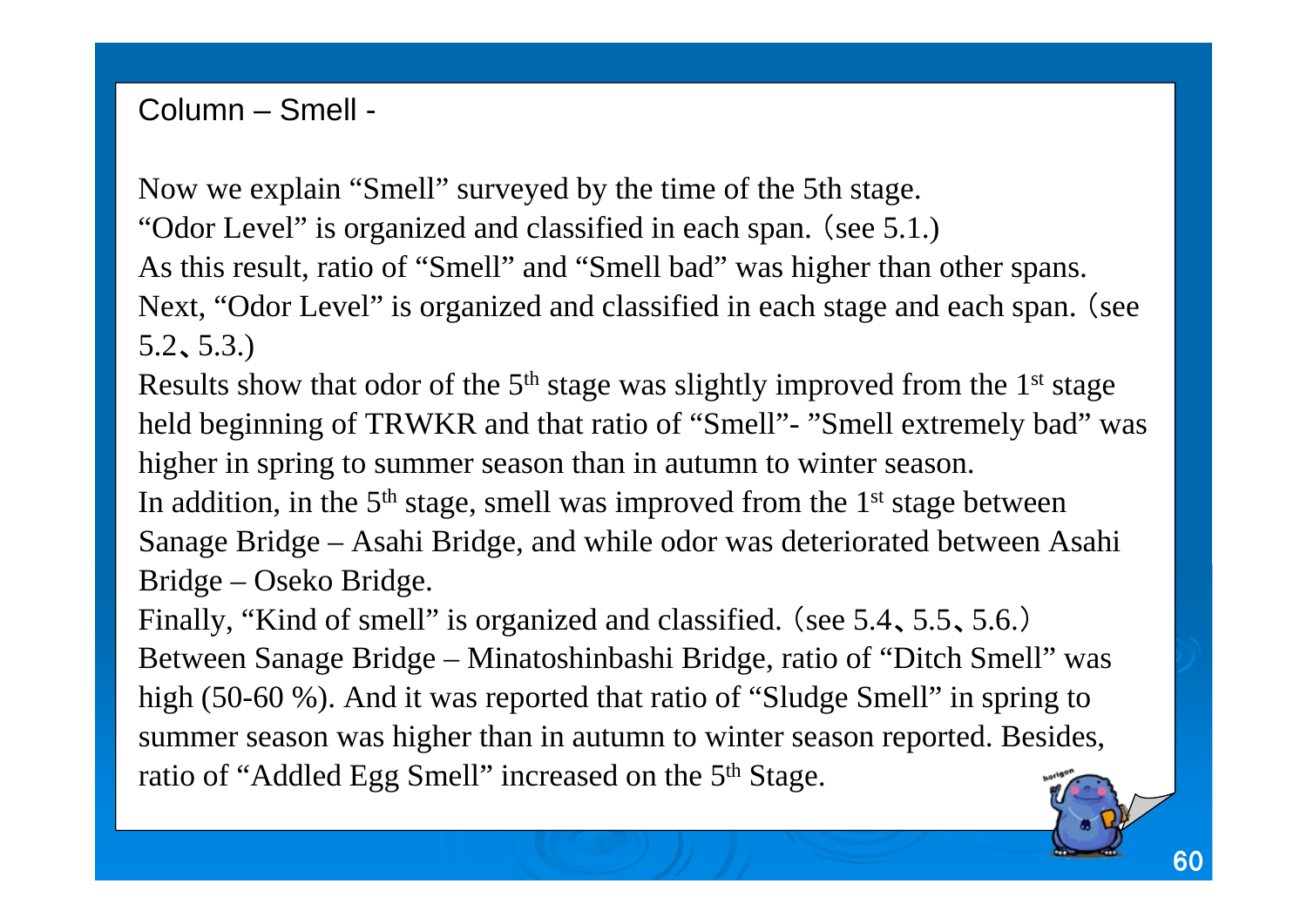# Column – Smell -

Now we explain “Smell” surveyed by the time of the 5th stage.
“Odor Level” is organized and classified in each span.（see 5.1.)
As this result, ratio of “Smell” and “Smell bad” was higher than other spans.
Next, “Odor Level” is organized and classified in each stage and each span.（see 5.2、5.3.)
Results show that odor of the 5th stage was slightly improved from the 1st stage held beginning of TRWKR and that ratio of “Smell”- ”Smell extremely bad” was higher in spring to summer season than in autumn to winter season.
In addition, in the 5th stage, smell was improved from the 1st stage between Sanage Bridge – Asahi Bridge, and while odor was deteriorated between Asahi Bridge – Oseko Bridge.
Finally, “Kind of smell” is organized and classified.（see 5.4、5.5、5.6.）
Between Sanage Bridge – Minatoshinbashi Bridge, ratio of “Ditch Smell” was high (50-60 %). And it was reported that ratio of “Sludge Smell” in spring to summer season was higher than in autumn to winter season reported. Besides, ratio of “Addled Egg Smell” increased on the 5th Stage.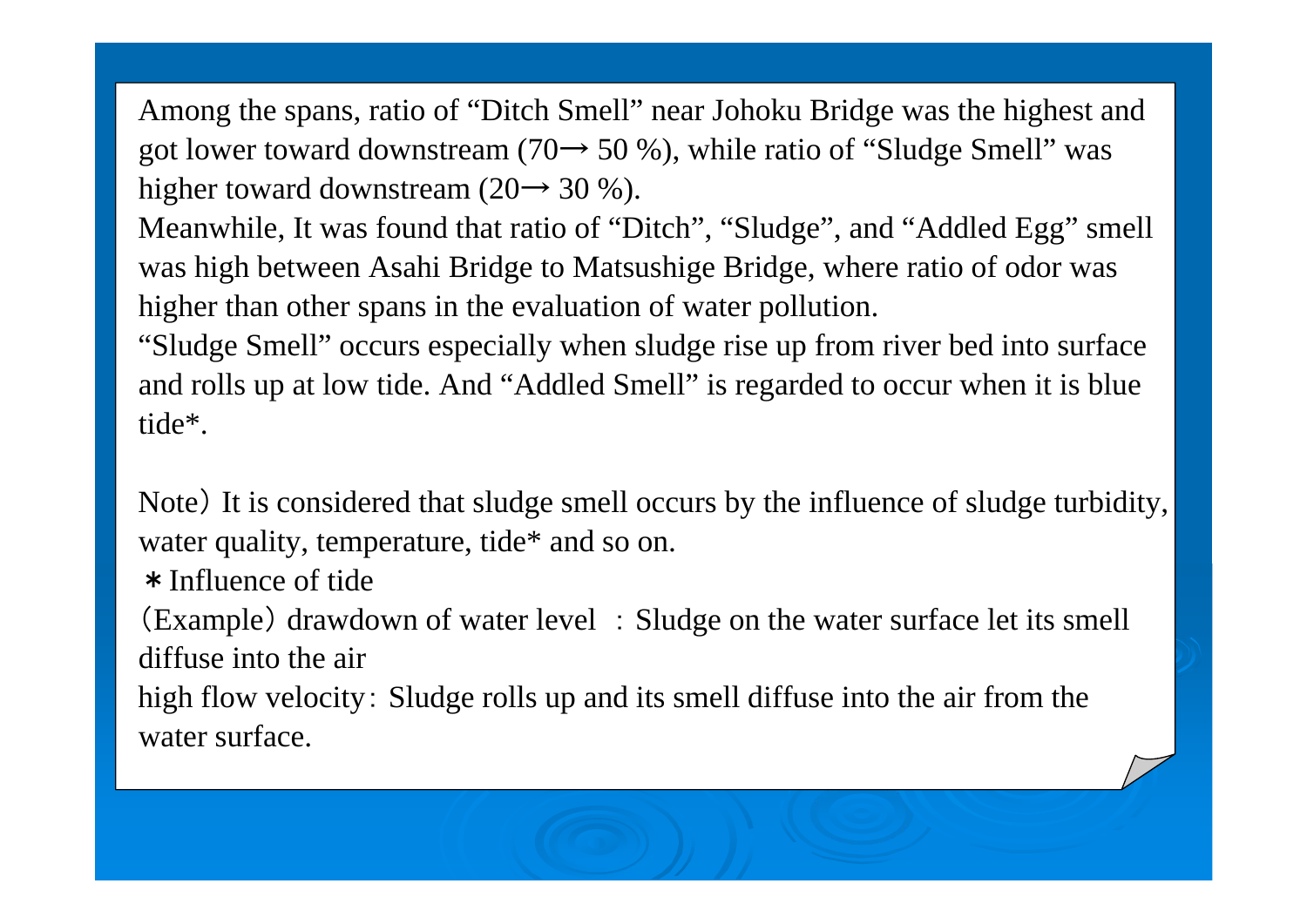Among the spans, ratio of "Ditch Smell" near Johoku Bridge was the highest and got lower toward downstream (70→ 50 %), while ratio of "Sludge Smell" was higher toward downstream (20→ 30 %).

Meanwhile, It was found that ratio of "Ditch", "Sludge", and "Addled Egg" smell was high between Asahi Bridge to Matsushige Bridge, where ratio of odor was higher than other spans in the evaluation of water pollution.

"Sludge Smell" occurs especially when sludge rise up from river bed into surface and rolls up at low tide. And "Addled Smell" is regarded to occur when it is blue tide*.

Note）It is considered that sludge smell occurs by the influence of sludge turbidity, water quality, temperature, tide* and so on.

＊Influence of tide

（Example）drawdown of water level ：Sludge on the water surface let its smell diffuse into the air

high flow velocity：Sludge rolls up and its smell diffuse into the air from the water surface.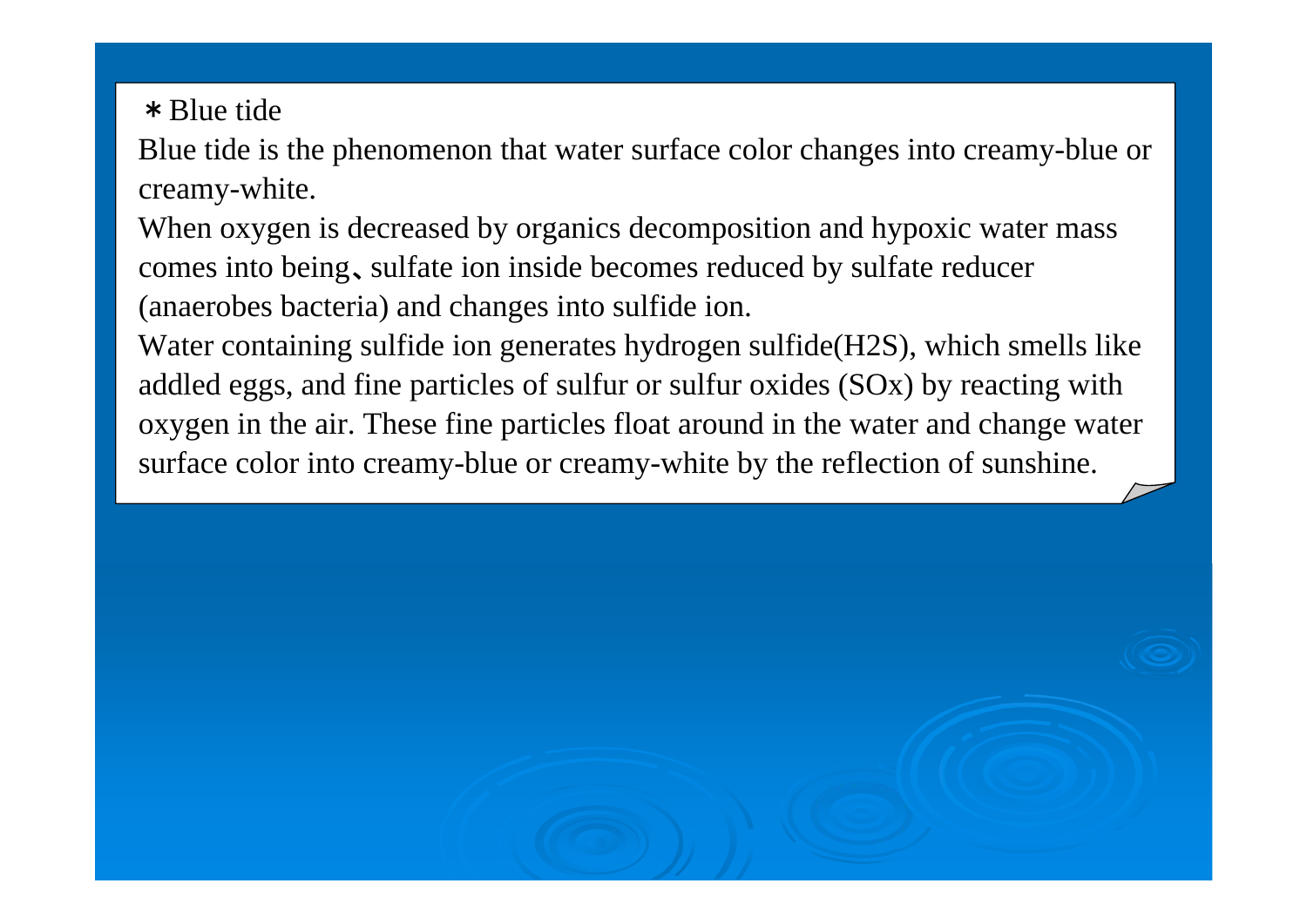＊Blue tide

Blue tide is the phenomenon that water surface color changes into creamy-blue or creamy-white.

When oxygen is decreased by organics decomposition and hypoxic water mass comes into being、sulfate ion inside becomes reduced by sulfate reducer (anaerobes bacteria) and changes into sulfide ion.

Water containing sulfide ion generates hydrogen sulfide($H_2S$), which smells like addled eggs, and fine particles of sulfur or sulfur oxides ($SO_x$) by reacting with oxygen in the air. These fine particles float around in the water and change water surface color into creamy-blue or creamy-white by the reflection of sunshine.